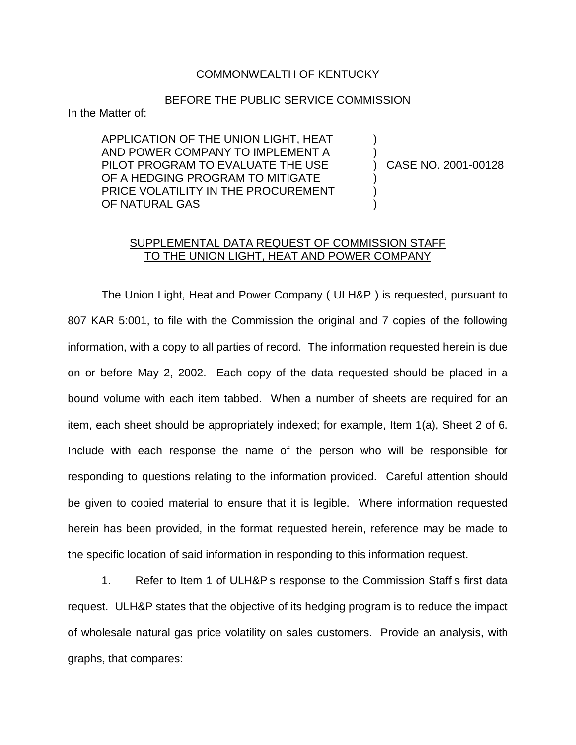COMMONWEALTH OF KENTUCKY

BEFORE THE PUBLIC SERVICE COMMISSION

In the Matter of:

| | | |
|---|---|---|
| APPLICATION OF THE UNION LIGHT, HEAT AND POWER COMPANY TO IMPLEMENT A PILOT PROGRAM TO EVALUATE THE USE OF A HEDGING PROGRAM TO MITIGATE PRICE VOLATILITY IN THE PROCUREMENT OF NATURAL GAS | ) | CASE NO. 2001-00128 |

SUPPLEMENTAL DATA REQUEST OF COMMISSION STAFF TO THE UNION LIGHT, HEAT AND POWER COMPANY

The Union Light, Heat and Power Company ( ULH&P ) is requested, pursuant to 807 KAR 5:001, to file with the Commission the original and 7 copies of the following information, with a copy to all parties of record. The information requested herein is due on or before May 2, 2002. Each copy of the data requested should be placed in a bound volume with each item tabbed. When a number of sheets are required for an item, each sheet should be appropriately indexed; for example, Item 1(a), Sheet 2 of 6. Include with each response the name of the person who will be responsible for responding to questions relating to the information provided. Careful attention should be given to copied material to ensure that it is legible. Where information requested herein has been provided, in the format requested herein, reference may be made to the specific location of said information in responding to this information request.

1. Refer to Item 1 of ULH&P s response to the Commission Staff s first data request. ULH&P states that the objective of its hedging program is to reduce the impact of wholesale natural gas price volatility on sales customers. Provide an analysis, with graphs, that compares: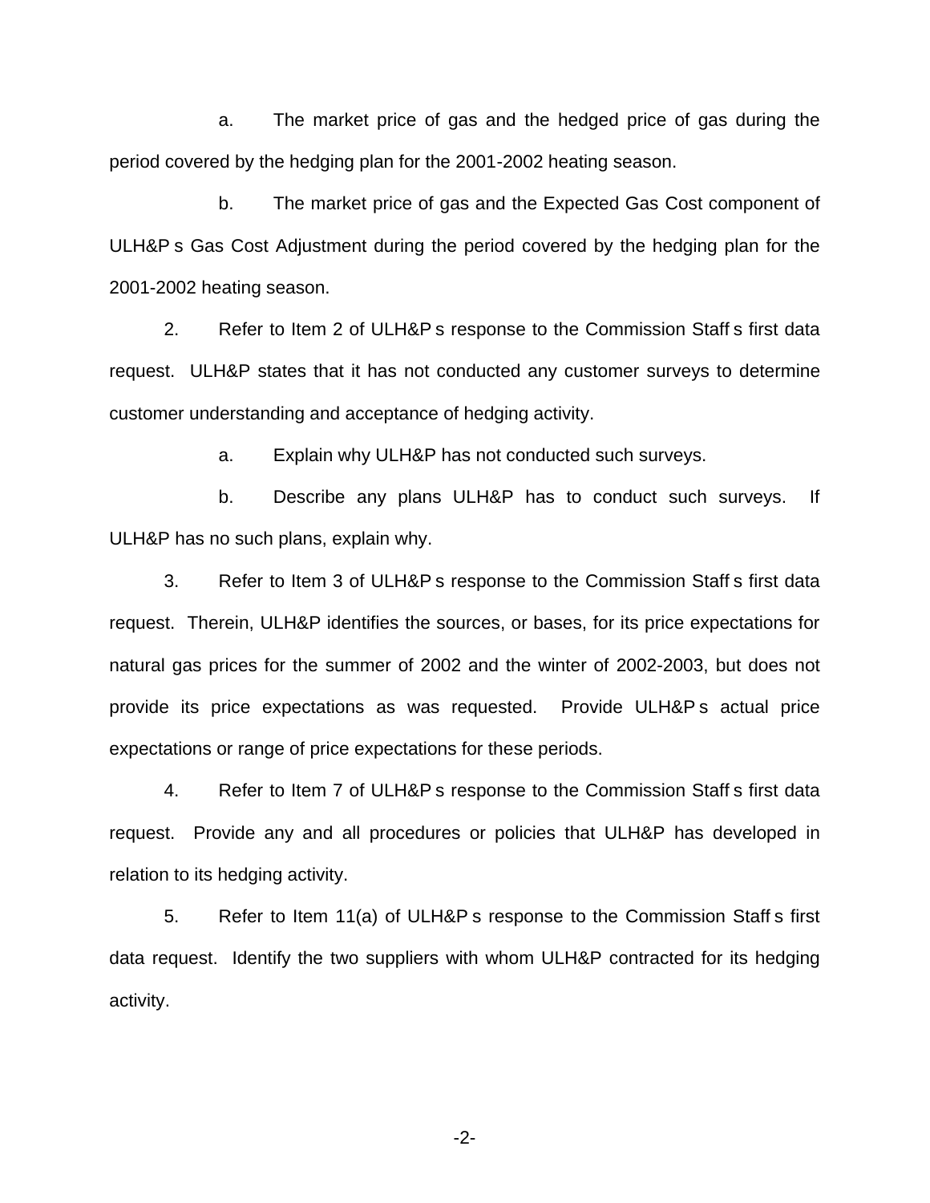a. The market price of gas and the hedged price of gas during the period covered by the hedging plan for the 2001-2002 heating season.

b. The market price of gas and the Expected Gas Cost component of ULH&P s Gas Cost Adjustment during the period covered by the hedging plan for the 2001-2002 heating season.

2. Refer to Item 2 of ULH&P s response to the Commission Staff s first data request. ULH&P states that it has not conducted any customer surveys to determine customer understanding and acceptance of hedging activity.

a. Explain why ULH&P has not conducted such surveys.

b. Describe any plans ULH&P has to conduct such surveys. If ULH&P has no such plans, explain why.

3. Refer to Item 3 of ULH&P s response to the Commission Staff s first data request. Therein, ULH&P identifies the sources, or bases, for its price expectations for natural gas prices for the summer of 2002 and the winter of 2002-2003, but does not provide its price expectations as was requested. Provide ULH&P s actual price expectations or range of price expectations for these periods.

4. Refer to Item 7 of ULH&P s response to the Commission Staff s first data request. Provide any and all procedures or policies that ULH&P has developed in relation to its hedging activity.

5. Refer to Item 11(a) of ULH&P s response to the Commission Staff s first data request. Identify the two suppliers with whom ULH&P contracted for its hedging activity.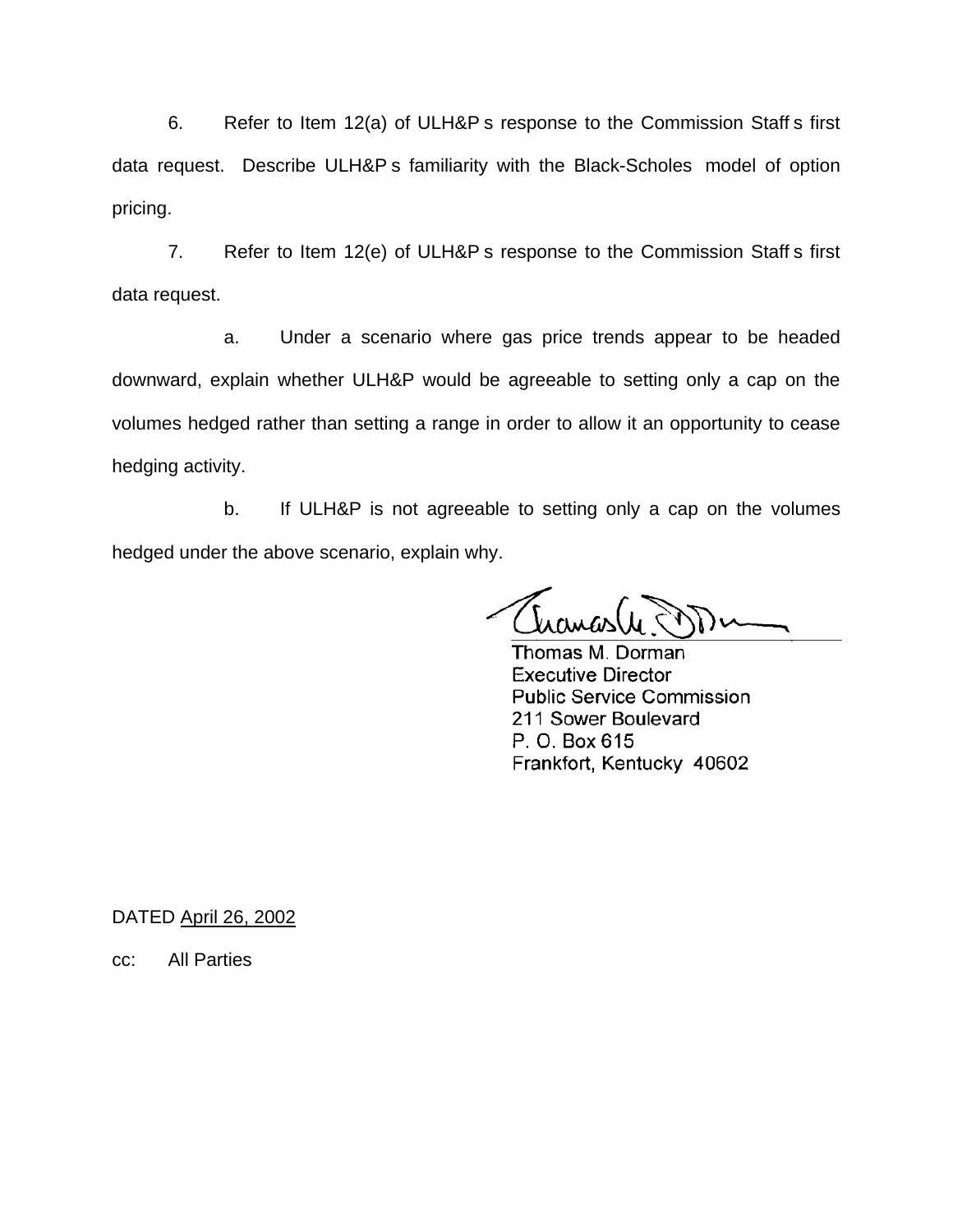6. Refer to Item 12(a) of ULH&P s response to the Commission Staff s first data request. Describe ULH&P s familiarity with the Black-Scholes model of option pricing.

7. Refer to Item 12(e) of ULH&P s response to the Commission Staff s first data request.

a. Under a scenario where gas price trends appear to be headed downward, explain whether ULH&P would be agreeable to setting only a cap on the volumes hedged rather than setting a range in order to allow it an opportunity to cease hedging activity.

b. If ULH&P is not agreeable to setting only a cap on the volumes hedged under the above scenario, explain why.

Thomas M. Dorman
Executive Director
Public Service Commission
211 Sower Boulevard
P. O. Box 615
Frankfort, Kentucky 40602

DATED April 26, 2002

cc: All Parties